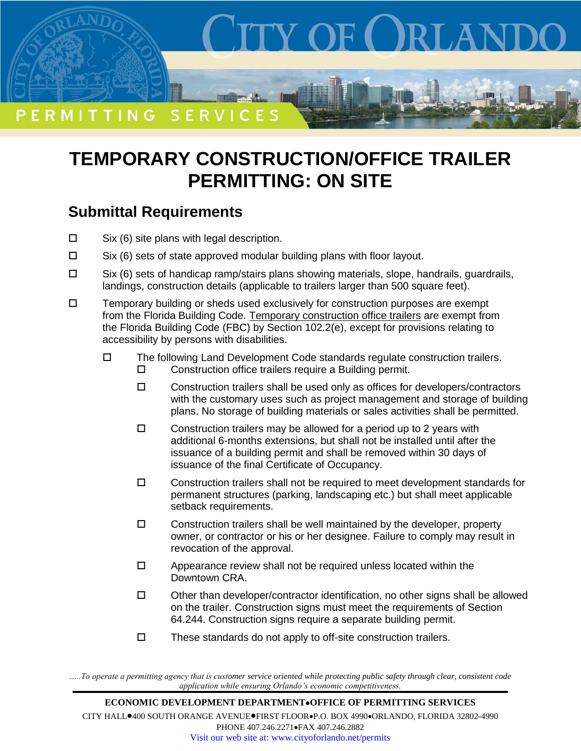CITY OF ORLANDO

PERMITTING SERVICES

# TEMPORARY CONSTRUCTION/OFFICE TRAILER PERMITTING: ON SITE

## Submittal Requirements

- ☐ Six (6) site plans with legal description.
- ☐ Six (6) sets of state approved modular building plans with floor layout.
- ☐ Six (6) sets of handicap ramp/stairs plans showing materials, slope, handrails, guardrails, landings, construction details (applicable to trailers larger than 500 square feet).
- ☐ Temporary building or sheds used exclusively for construction purposes are exempt from the Florida Building Code. Temporary construction office trailers are exempt from the Florida Building Code (FBC) by Section 102.2(e), except for provisions relating to accessibility by persons with disabilities.
  - ☐ The following Land Development Code standards regulate construction trailers.
    - ☐ Construction office trailers require a Building permit.
    - ☐ Construction trailers shall be used only as offices for developers/contractors with the customary uses such as project management and storage of building plans. No storage of building materials or sales activities shall be permitted.
    - ☐ Construction trailers may be allowed for a period up to 2 years with additional 6-months extensions, but shall not be installed until after the issuance of a building permit and shall be removed within 30 days of issuance of the final Certificate of Occupancy.
    - ☐ Construction trailers shall not be required to meet development standards for permanent structures (parking, landscaping etc.) but shall meet applicable setback requirements.
    - ☐ Construction trailers shall be well maintained by the developer, property owner, or contractor or his or her designee. Failure to comply may result in revocation of the approval.
    - ☐ Appearance review shall not be required unless located within the Downtown CRA.
    - ☐ Other than developer/contractor identification, no other signs shall be allowed on the trailer. Construction signs must meet the requirements of Section 64.244. Construction signs require a separate building permit.
    - ☐ These standards do not apply to off-site construction trailers.

*.....To operate a permitting agency that is customer service oriented while protecting public safety through clear, consistent code application while ensuring Orlando's economic competitiveness.*

**ECONOMIC DEVELOPMENT DEPARTMENT•OFFICE OF PERMITTING SERVICES**

CITY HALL•400 SOUTH ORANGE AVENUE•FIRST FLOOR•P.O. BOX 4990•ORLANDO, FLORIDA 32802-4990

PHONE 407.246.2271•FAX 407.246.2882

Visit our web site at: www.cityoforlando.net/permits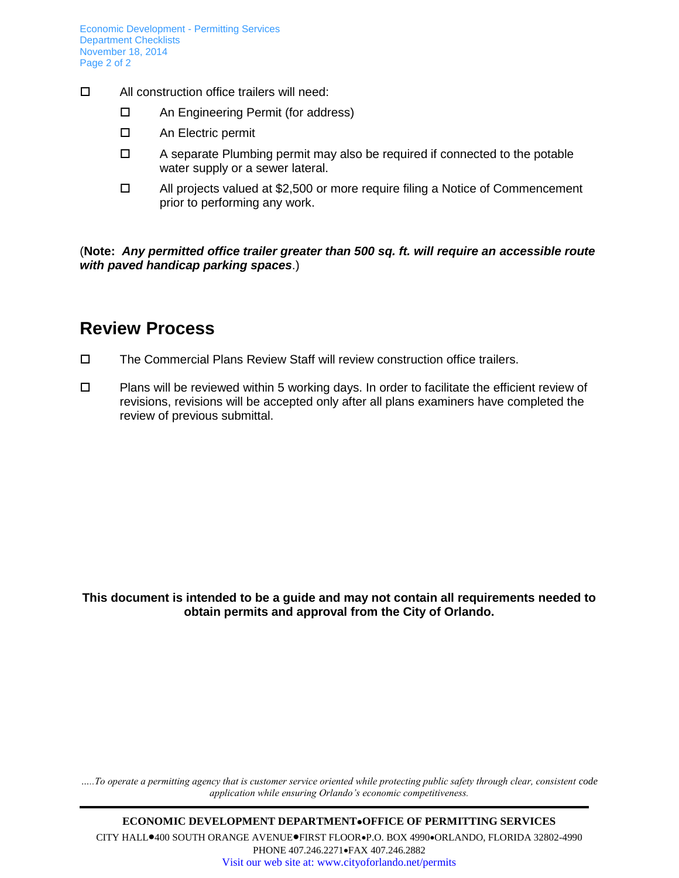- ☐ All construction office trailers will need:
  - ☐ An Engineering Permit (for address)
  - ☐ An Electric permit
  - ☐ A separate Plumbing permit may also be required if connected to the potable water supply or a sewer lateral.
  - ☐ All projects valued at $2,500 or more require filing a Notice of Commencement prior to performing any work.

(**Note:** ***Any permitted office trailer greater than 500 sq. ft. will require an accessible route with paved handicap parking spaces***.)

## Review Process

- ☐ The Commercial Plans Review Staff will review construction office trailers.
- ☐ Plans will be reviewed within 5 working days. In order to facilitate the efficient review of revisions, revisions will be accepted only after all plans examiners have completed the review of previous submittal.

**This document is intended to be a guide and may not contain all requirements needed to obtain permits and approval from the City of Orlando.**

*.....To operate a permitting agency that is customer service oriented while protecting public safety through clear, consistent code application while ensuring Orlando's economic competitiveness.*

**ECONOMIC DEVELOPMENT DEPARTMENT•OFFICE OF PERMITTING SERVICES**

CITY HALL•400 SOUTH ORANGE AVENUE•FIRST FLOOR•P.O. BOX 4990•ORLANDO, FLORIDA 32802-4990

PHONE 407.246.2271•FAX 407.246.2882

Visit our web site at: www.cityoforlando.net/permits